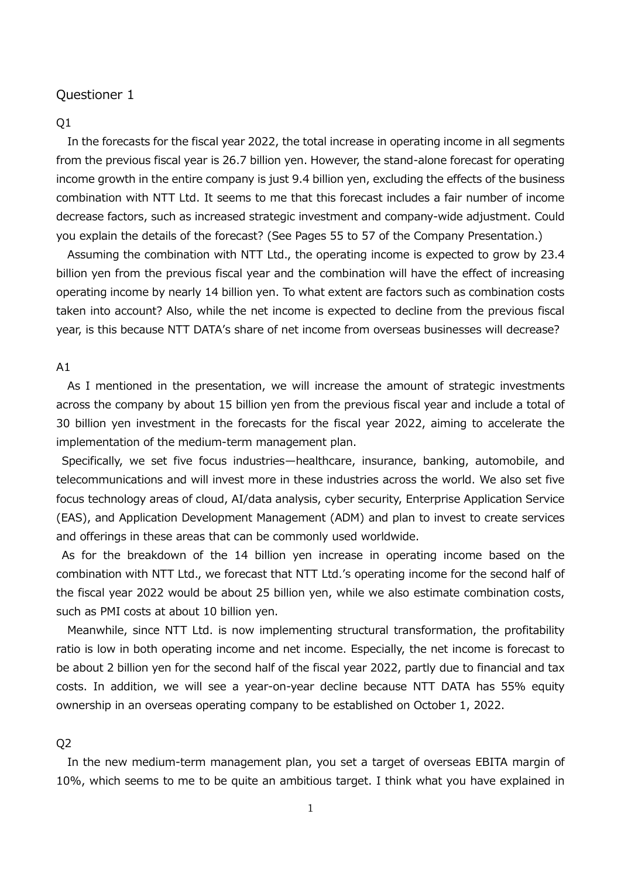Questioner 1

Q1

In the forecasts for the fiscal year 2022, the total increase in operating income in all segments from the previous fiscal year is 26.7 billion yen. However, the stand-alone forecast for operating income growth in the entire company is just 9.4 billion yen, excluding the effects of the business combination with NTT Ltd. It seems to me that this forecast includes a fair number of income decrease factors, such as increased strategic investment and company-wide adjustment. Could you explain the details of the forecast? (See Pages 55 to 57 of the Company Presentation.)

Assuming the combination with NTT Ltd., the operating income is expected to grow by 23.4 billion yen from the previous fiscal year and the combination will have the effect of increasing operating income by nearly 14 billion yen. To what extent are factors such as combination costs taken into account? Also, while the net income is expected to decline from the previous fiscal year, is this because NTT DATA's share of net income from overseas businesses will decrease?

A1

As I mentioned in the presentation, we will increase the amount of strategic investments across the company by about 15 billion yen from the previous fiscal year and include a total of 30 billion yen investment in the forecasts for the fiscal year 2022, aiming to accelerate the implementation of the medium-term management plan.

Specifically, we set five focus industries—healthcare, insurance, banking, automobile, and telecommunications and will invest more in these industries across the world. We also set five focus technology areas of cloud, AI/data analysis, cyber security, Enterprise Application Service (EAS), and Application Development Management (ADM) and plan to invest to create services and offerings in these areas that can be commonly used worldwide.

As for the breakdown of the 14 billion yen increase in operating income based on the combination with NTT Ltd., we forecast that NTT Ltd.'s operating income for the second half of the fiscal year 2022 would be about 25 billion yen, while we also estimate combination costs, such as PMI costs at about 10 billion yen.

Meanwhile, since NTT Ltd. is now implementing structural transformation, the profitability ratio is low in both operating income and net income. Especially, the net income is forecast to be about 2 billion yen for the second half of the fiscal year 2022, partly due to financial and tax costs. In addition, we will see a year-on-year decline because NTT DATA has 55% equity ownership in an overseas operating company to be established on October 1, 2022.

Q2

In the new medium-term management plan, you set a target of overseas EBITA margin of 10%, which seems to me to be quite an ambitious target. I think what you have explained in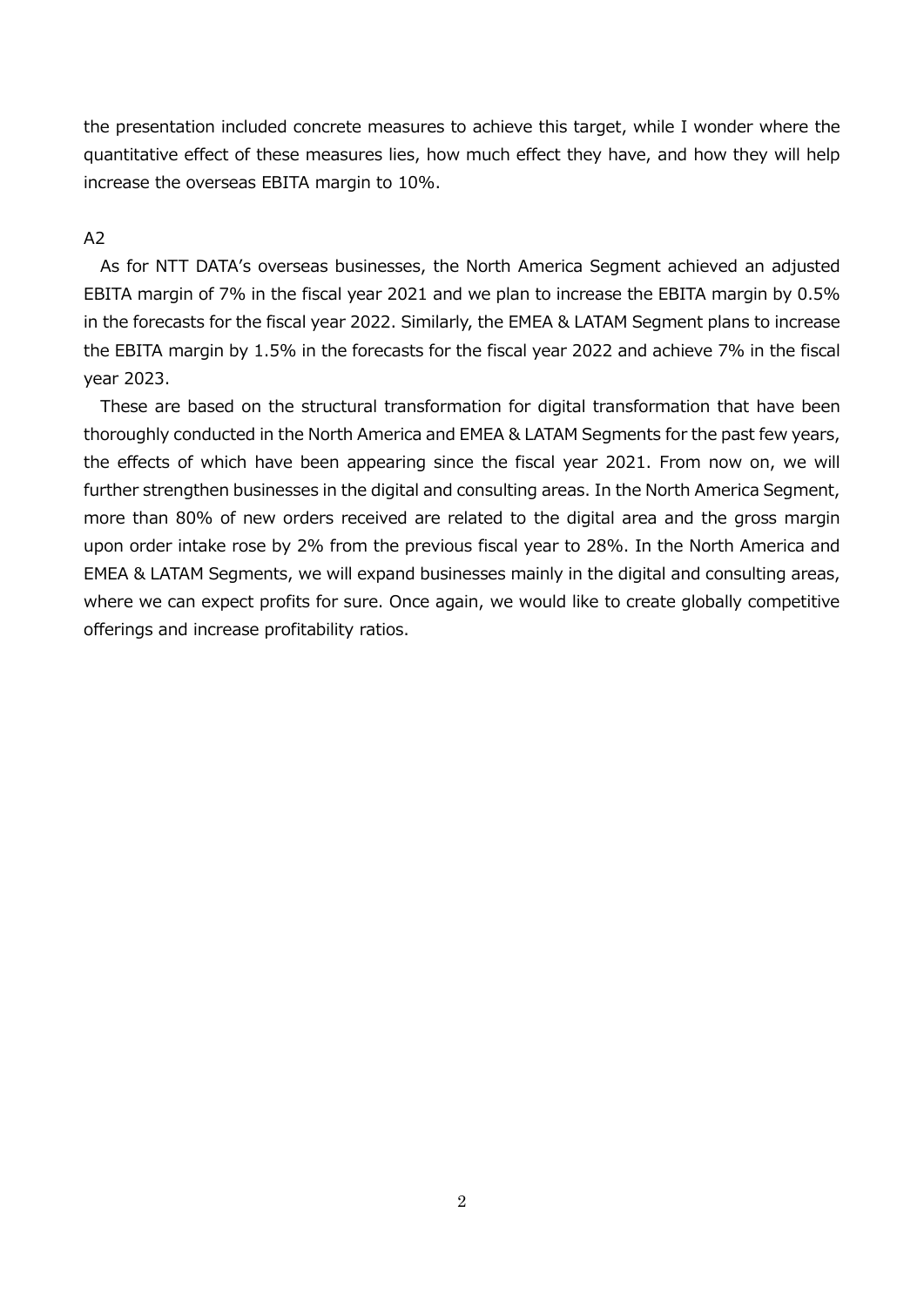the presentation included concrete measures to achieve this target, while I wonder where the quantitative effect of these measures lies, how much effect they have, and how they will help increase the overseas EBITA margin to 10%.

A2

As for NTT DATA's overseas businesses, the North America Segment achieved an adjusted EBITA margin of 7% in the fiscal year 2021 and we plan to increase the EBITA margin by 0.5% in the forecasts for the fiscal year 2022. Similarly, the EMEA & LATAM Segment plans to increase the EBITA margin by 1.5% in the forecasts for the fiscal year 2022 and achieve 7% in the fiscal year 2023.

These are based on the structural transformation for digital transformation that have been thoroughly conducted in the North America and EMEA & LATAM Segments for the past few years, the effects of which have been appearing since the fiscal year 2021. From now on, we will further strengthen businesses in the digital and consulting areas. In the North America Segment, more than 80% of new orders received are related to the digital area and the gross margin upon order intake rose by 2% from the previous fiscal year to 28%. In the North America and EMEA & LATAM Segments, we will expand businesses mainly in the digital and consulting areas, where we can expect profits for sure. Once again, we would like to create globally competitive offerings and increase profitability ratios.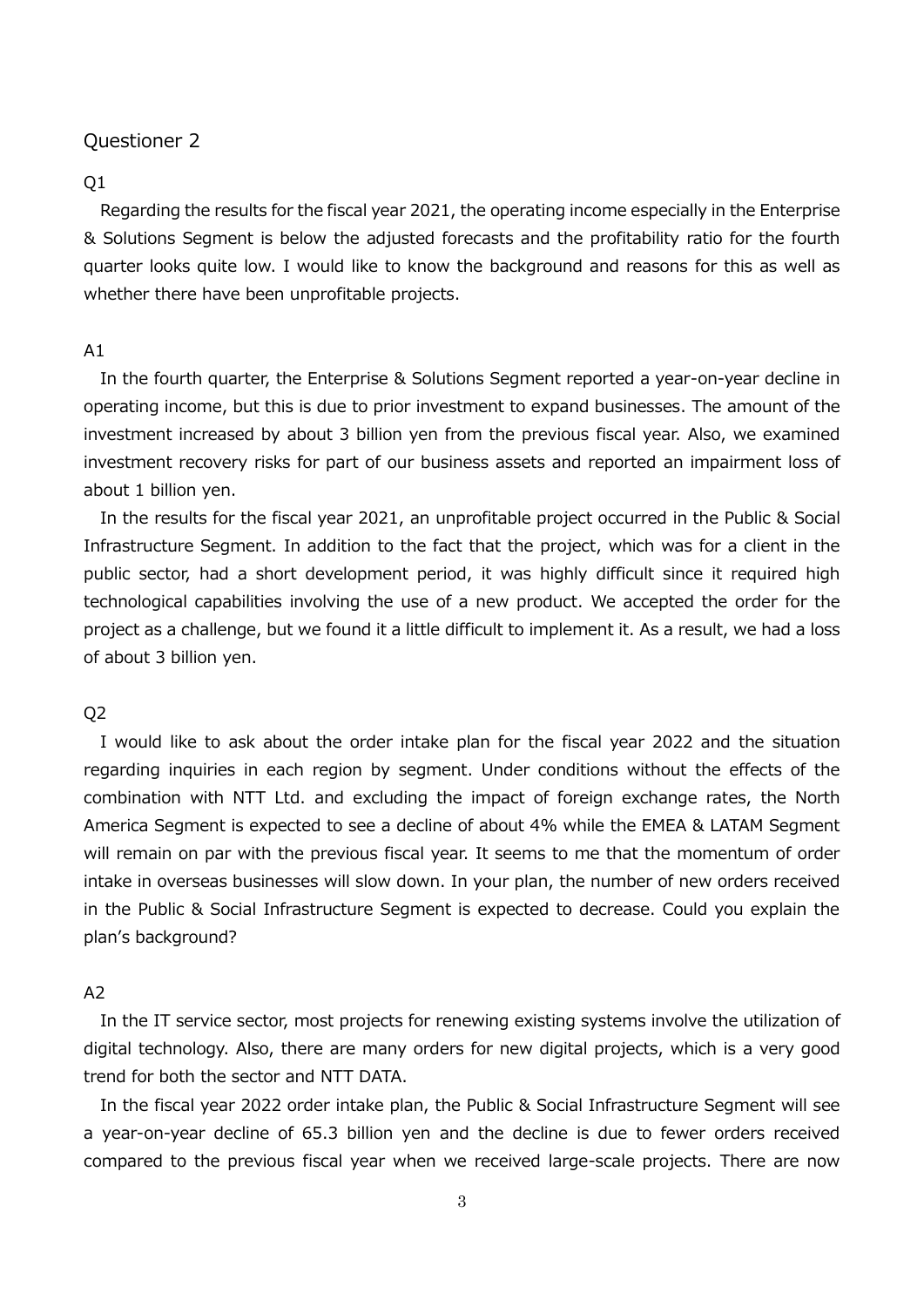Questioner 2

Q1

Regarding the results for the fiscal year 2021, the operating income especially in the Enterprise & Solutions Segment is below the adjusted forecasts and the profitability ratio for the fourth quarter looks quite low. I would like to know the background and reasons for this as well as whether there have been unprofitable projects.

A1

In the fourth quarter, the Enterprise & Solutions Segment reported a year-on-year decline in operating income, but this is due to prior investment to expand businesses. The amount of the investment increased by about 3 billion yen from the previous fiscal year. Also, we examined investment recovery risks for part of our business assets and reported an impairment loss of about 1 billion yen.

In the results for the fiscal year 2021, an unprofitable project occurred in the Public & Social Infrastructure Segment. In addition to the fact that the project, which was for a client in the public sector, had a short development period, it was highly difficult since it required high technological capabilities involving the use of a new product. We accepted the order for the project as a challenge, but we found it a little difficult to implement it. As a result, we had a loss of about 3 billion yen.

Q2

I would like to ask about the order intake plan for the fiscal year 2022 and the situation regarding inquiries in each region by segment. Under conditions without the effects of the combination with NTT Ltd. and excluding the impact of foreign exchange rates, the North America Segment is expected to see a decline of about 4% while the EMEA & LATAM Segment will remain on par with the previous fiscal year. It seems to me that the momentum of order intake in overseas businesses will slow down. In your plan, the number of new orders received in the Public & Social Infrastructure Segment is expected to decrease. Could you explain the plan's background?

A2

In the IT service sector, most projects for renewing existing systems involve the utilization of digital technology. Also, there are many orders for new digital projects, which is a very good trend for both the sector and NTT DATA.

In the fiscal year 2022 order intake plan, the Public & Social Infrastructure Segment will see a year-on-year decline of 65.3 billion yen and the decline is due to fewer orders received compared to the previous fiscal year when we received large-scale projects. There are now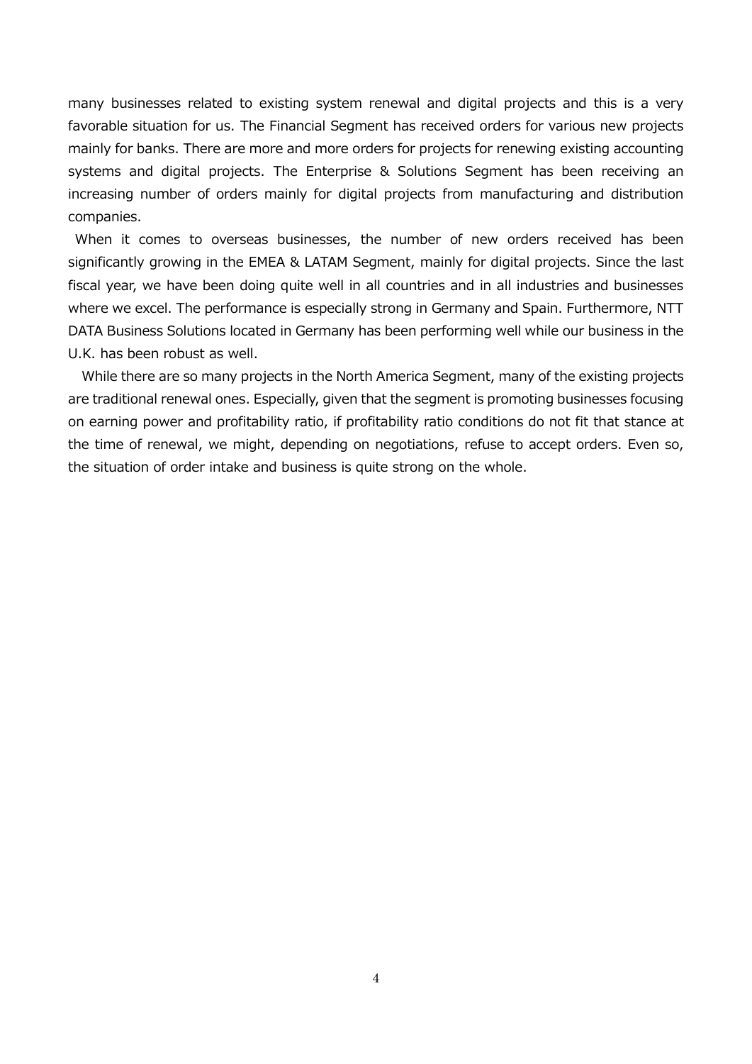many businesses related to existing system renewal and digital projects and this is a very favorable situation for us. The Financial Segment has received orders for various new projects mainly for banks. There are more and more orders for projects for renewing existing accounting systems and digital projects. The Enterprise & Solutions Segment has been receiving an increasing number of orders mainly for digital projects from manufacturing and distribution companies.

When it comes to overseas businesses, the number of new orders received has been significantly growing in the EMEA & LATAM Segment, mainly for digital projects. Since the last fiscal year, we have been doing quite well in all countries and in all industries and businesses where we excel. The performance is especially strong in Germany and Spain. Furthermore, NTT DATA Business Solutions located in Germany has been performing well while our business in the U.K. has been robust as well.

While there are so many projects in the North America Segment, many of the existing projects are traditional renewal ones. Especially, given that the segment is promoting businesses focusing on earning power and profitability ratio, if profitability ratio conditions do not fit that stance at the time of renewal, we might, depending on negotiations, refuse to accept orders. Even so, the situation of order intake and business is quite strong on the whole.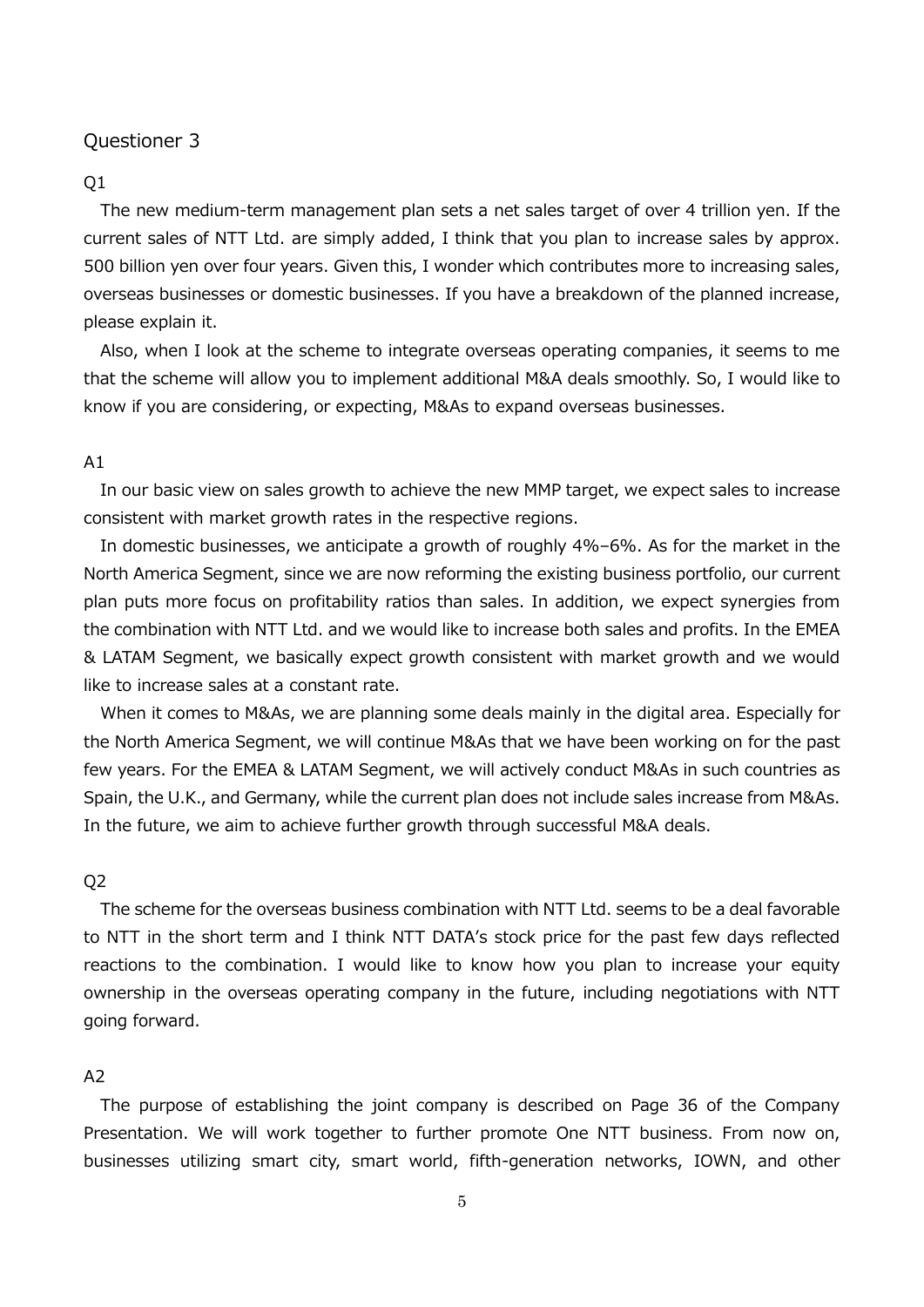## Questioner 3

### Q1

The new medium-term management plan sets a net sales target of over 4 trillion yen. If the current sales of NTT Ltd. are simply added, I think that you plan to increase sales by approx. 500 billion yen over four years. Given this, I wonder which contributes more to increasing sales, overseas businesses or domestic businesses. If you have a breakdown of the planned increase, please explain it.

Also, when I look at the scheme to integrate overseas operating companies, it seems to me that the scheme will allow you to implement additional M&A deals smoothly. So, I would like to know if you are considering, or expecting, M&As to expand overseas businesses.

### A1

In our basic view on sales growth to achieve the new MMP target, we expect sales to increase consistent with market growth rates in the respective regions.

In domestic businesses, we anticipate a growth of roughly 4%–6%. As for the market in the North America Segment, since we are now reforming the existing business portfolio, our current plan puts more focus on profitability ratios than sales. In addition, we expect synergies from the combination with NTT Ltd. and we would like to increase both sales and profits. In the EMEA & LATAM Segment, we basically expect growth consistent with market growth and we would like to increase sales at a constant rate.

When it comes to M&As, we are planning some deals mainly in the digital area. Especially for the North America Segment, we will continue M&As that we have been working on for the past few years. For the EMEA & LATAM Segment, we will actively conduct M&As in such countries as Spain, the U.K., and Germany, while the current plan does not include sales increase from M&As. In the future, we aim to achieve further growth through successful M&A deals.

### Q2

The scheme for the overseas business combination with NTT Ltd. seems to be a deal favorable to NTT in the short term and I think NTT DATA's stock price for the past few days reflected reactions to the combination. I would like to know how you plan to increase your equity ownership in the overseas operating company in the future, including negotiations with NTT going forward.

### A2

The purpose of establishing the joint company is described on Page 36 of the Company Presentation. We will work together to further promote One NTT business. From now on, businesses utilizing smart city, smart world, fifth-generation networks, IOWN, and other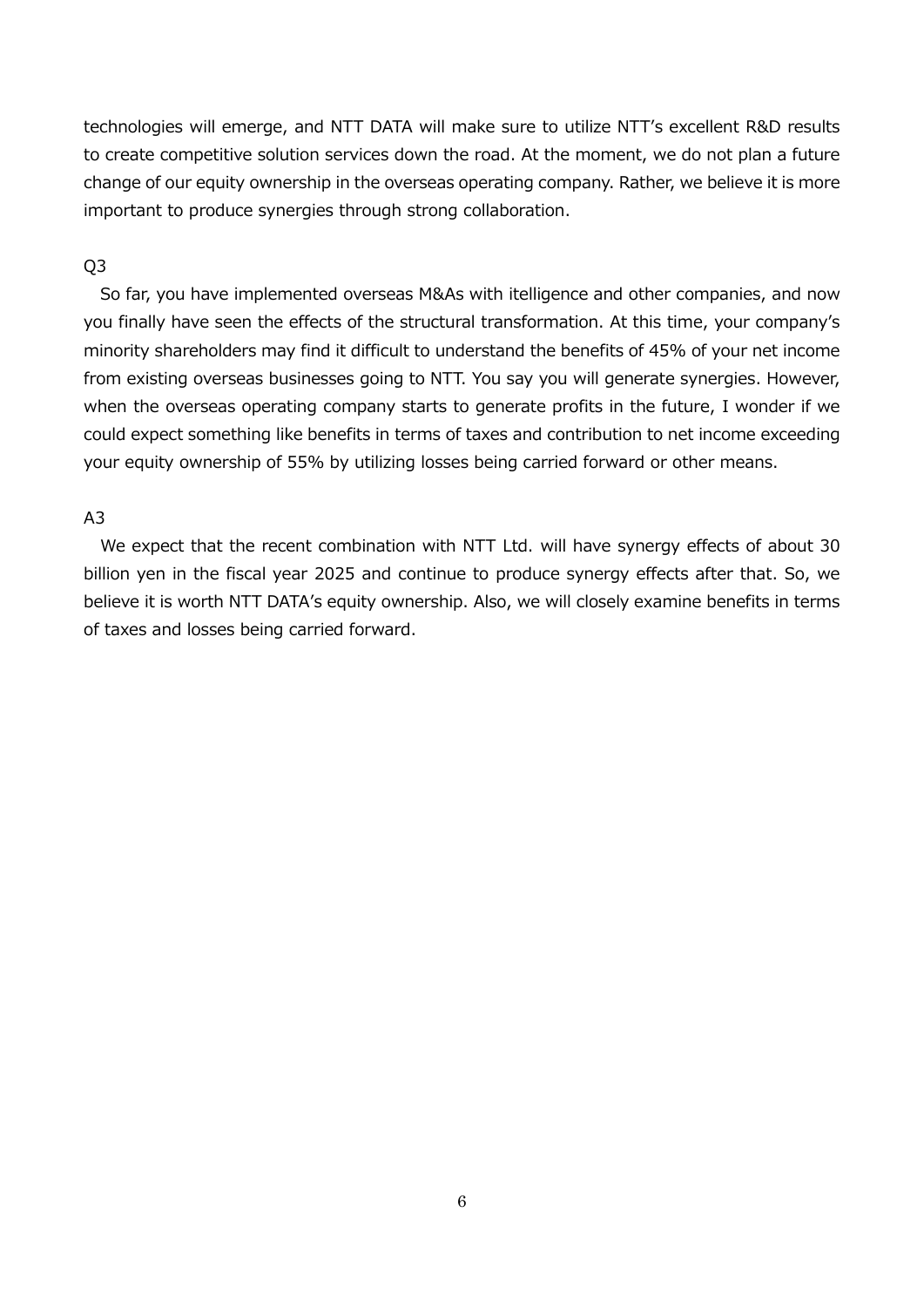technologies will emerge, and NTT DATA will make sure to utilize NTT's excellent R&D results to create competitive solution services down the road. At the moment, we do not plan a future change of our equity ownership in the overseas operating company. Rather, we believe it is more important to produce synergies through strong collaboration.

Q3

So far, you have implemented overseas M&As with itelligence and other companies, and now you finally have seen the effects of the structural transformation. At this time, your company's minority shareholders may find it difficult to understand the benefits of 45% of your net income from existing overseas businesses going to NTT. You say you will generate synergies. However, when the overseas operating company starts to generate profits in the future, I wonder if we could expect something like benefits in terms of taxes and contribution to net income exceeding your equity ownership of 55% by utilizing losses being carried forward or other means.

A3

We expect that the recent combination with NTT Ltd. will have synergy effects of about 30 billion yen in the fiscal year 2025 and continue to produce synergy effects after that. So, we believe it is worth NTT DATA's equity ownership. Also, we will closely examine benefits in terms of taxes and losses being carried forward.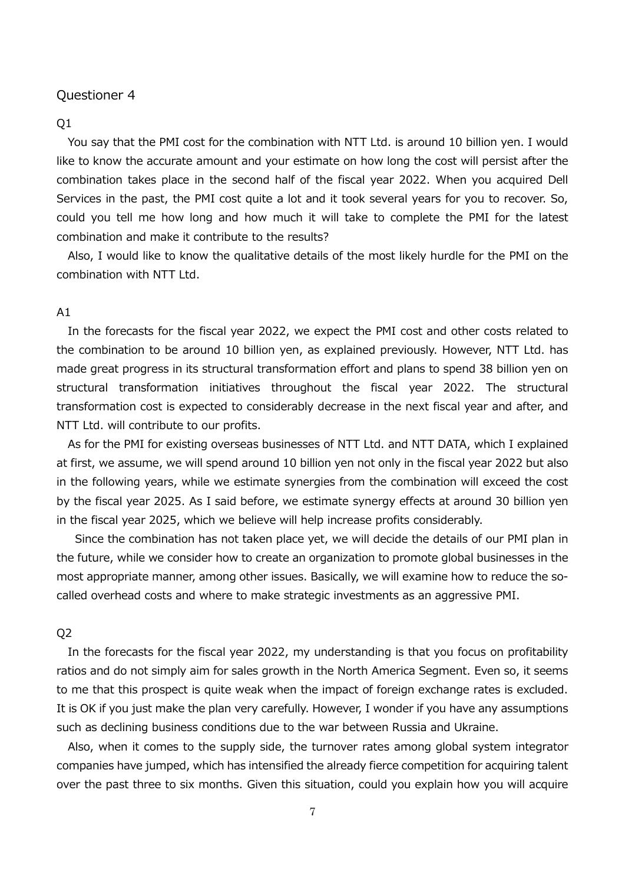Questioner 4

Q1

You say that the PMI cost for the combination with NTT Ltd. is around 10 billion yen. I would like to know the accurate amount and your estimate on how long the cost will persist after the combination takes place in the second half of the fiscal year 2022. When you acquired Dell Services in the past, the PMI cost quite a lot and it took several years for you to recover. So, could you tell me how long and how much it will take to complete the PMI for the latest combination and make it contribute to the results?

Also, I would like to know the qualitative details of the most likely hurdle for the PMI on the combination with NTT Ltd.

A1

In the forecasts for the fiscal year 2022, we expect the PMI cost and other costs related to the combination to be around 10 billion yen, as explained previously. However, NTT Ltd. has made great progress in its structural transformation effort and plans to spend 38 billion yen on structural transformation initiatives throughout the fiscal year 2022. The structural transformation cost is expected to considerably decrease in the next fiscal year and after, and NTT Ltd. will contribute to our profits.

As for the PMI for existing overseas businesses of NTT Ltd. and NTT DATA, which I explained at first, we assume, we will spend around 10 billion yen not only in the fiscal year 2022 but also in the following years, while we estimate synergies from the combination will exceed the cost by the fiscal year 2025. As I said before, we estimate synergy effects at around 30 billion yen in the fiscal year 2025, which we believe will help increase profits considerably.

Since the combination has not taken place yet, we will decide the details of our PMI plan in the future, while we consider how to create an organization to promote global businesses in the most appropriate manner, among other issues. Basically, we will examine how to reduce the so-called overhead costs and where to make strategic investments as an aggressive PMI.

Q2

In the forecasts for the fiscal year 2022, my understanding is that you focus on profitability ratios and do not simply aim for sales growth in the North America Segment. Even so, it seems to me that this prospect is quite weak when the impact of foreign exchange rates is excluded. It is OK if you just make the plan very carefully. However, I wonder if you have any assumptions such as declining business conditions due to the war between Russia and Ukraine.

Also, when it comes to the supply side, the turnover rates among global system integrator companies have jumped, which has intensified the already fierce competition for acquiring talent over the past three to six months. Given this situation, could you explain how you will acquire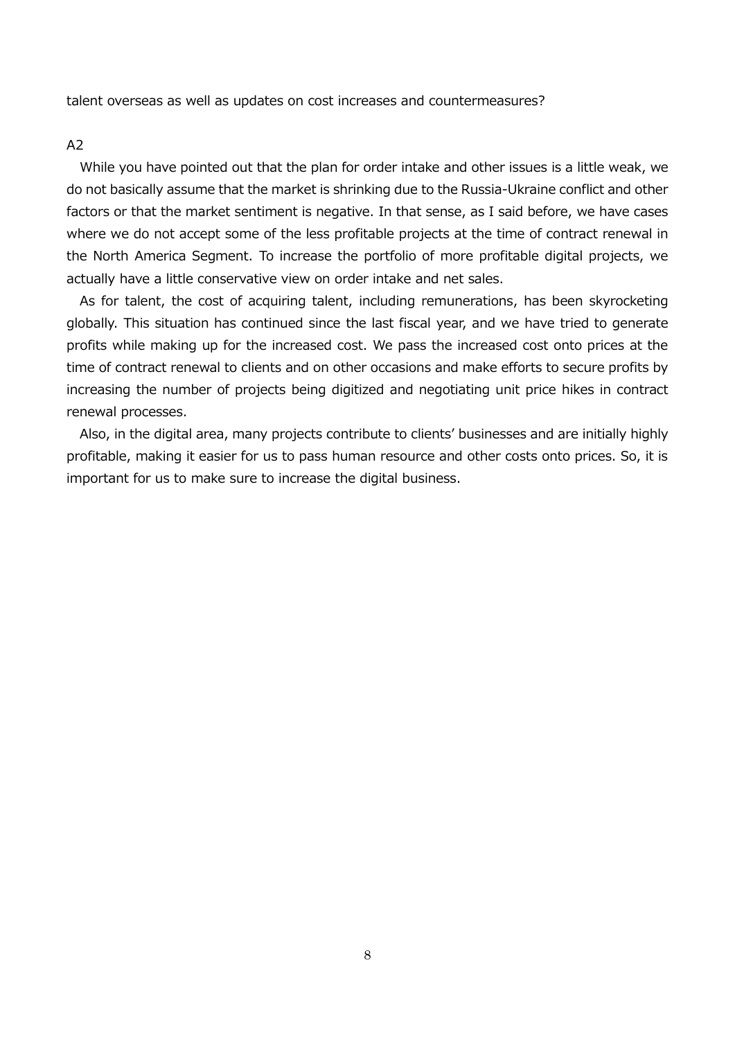talent overseas as well as updates on cost increases and countermeasures?

A2

While you have pointed out that the plan for order intake and other issues is a little weak, we do not basically assume that the market is shrinking due to the Russia-Ukraine conflict and other factors or that the market sentiment is negative. In that sense, as I said before, we have cases where we do not accept some of the less profitable projects at the time of contract renewal in the North America Segment. To increase the portfolio of more profitable digital projects, we actually have a little conservative view on order intake and net sales.

As for talent, the cost of acquiring talent, including remunerations, has been skyrocketing globally. This situation has continued since the last fiscal year, and we have tried to generate profits while making up for the increased cost. We pass the increased cost onto prices at the time of contract renewal to clients and on other occasions and make efforts to secure profits by increasing the number of projects being digitized and negotiating unit price hikes in contract renewal processes.

Also, in the digital area, many projects contribute to clients' businesses and are initially highly profitable, making it easier for us to pass human resource and other costs onto prices. So, it is important for us to make sure to increase the digital business.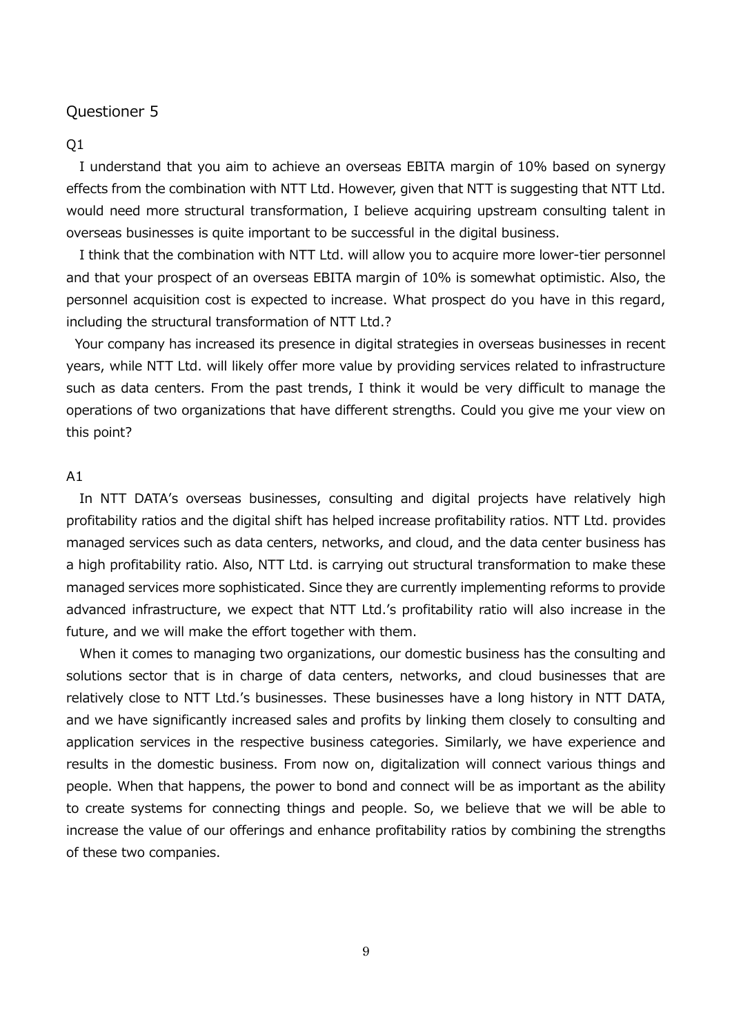## Questioner 5

Q1

I understand that you aim to achieve an overseas EBITA margin of 10% based on synergy effects from the combination with NTT Ltd. However, given that NTT is suggesting that NTT Ltd. would need more structural transformation, I believe acquiring upstream consulting talent in overseas businesses is quite important to be successful in the digital business.

I think that the combination with NTT Ltd. will allow you to acquire more lower-tier personnel and that your prospect of an overseas EBITA margin of 10% is somewhat optimistic. Also, the personnel acquisition cost is expected to increase. What prospect do you have in this regard, including the structural transformation of NTT Ltd.?

Your company has increased its presence in digital strategies in overseas businesses in recent years, while NTT Ltd. will likely offer more value by providing services related to infrastructure such as data centers. From the past trends, I think it would be very difficult to manage the operations of two organizations that have different strengths. Could you give me your view on this point?

A1

In NTT DATA's overseas businesses, consulting and digital projects have relatively high profitability ratios and the digital shift has helped increase profitability ratios. NTT Ltd. provides managed services such as data centers, networks, and cloud, and the data center business has a high profitability ratio. Also, NTT Ltd. is carrying out structural transformation to make these managed services more sophisticated. Since they are currently implementing reforms to provide advanced infrastructure, we expect that NTT Ltd.'s profitability ratio will also increase in the future, and we will make the effort together with them.

When it comes to managing two organizations, our domestic business has the consulting and solutions sector that is in charge of data centers, networks, and cloud businesses that are relatively close to NTT Ltd.'s businesses. These businesses have a long history in NTT DATA, and we have significantly increased sales and profits by linking them closely to consulting and application services in the respective business categories. Similarly, we have experience and results in the domestic business. From now on, digitalization will connect various things and people. When that happens, the power to bond and connect will be as important as the ability to create systems for connecting things and people. So, we believe that we will be able to increase the value of our offerings and enhance profitability ratios by combining the strengths of these two companies.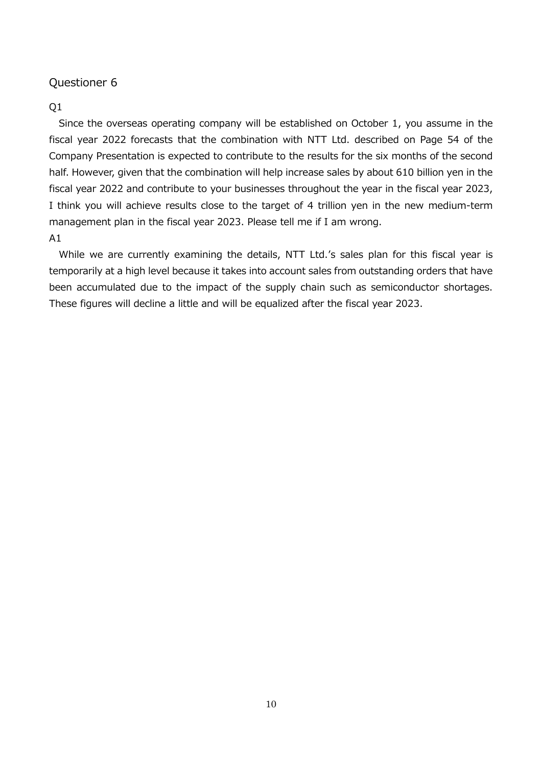## Questioner 6

Q1

Since the overseas operating company will be established on October 1, you assume in the fiscal year 2022 forecasts that the combination with NTT Ltd. described on Page 54 of the Company Presentation is expected to contribute to the results for the six months of the second half. However, given that the combination will help increase sales by about 610 billion yen in the fiscal year 2022 and contribute to your businesses throughout the year in the fiscal year 2023, I think you will achieve results close to the target of 4 trillion yen in the new medium-term management plan in the fiscal year 2023. Please tell me if I am wrong.

A1

While we are currently examining the details, NTT Ltd.'s sales plan for this fiscal year is temporarily at a high level because it takes into account sales from outstanding orders that have been accumulated due to the impact of the supply chain such as semiconductor shortages. These figures will decline a little and will be equalized after the fiscal year 2023.